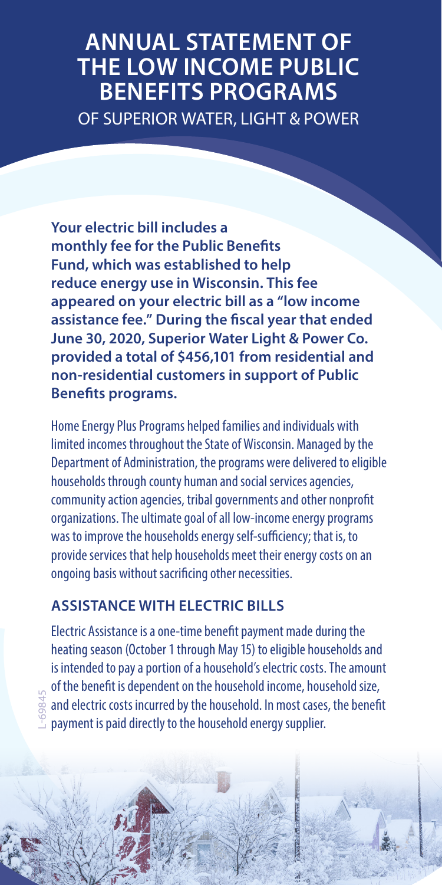# ANNUAL STATEMENT OF THE LOW INCOME PUBLIC BENEFITS PROGRAMS

OF SUPERIOR WATER, LIGHT & POWER

**Your electric bill includes a monthly fee for the Public Benefits Fund, which was established to help reduce energy use in Wisconsin. This fee appeared on your electric bill as a "low income assistance fee." During the fiscal year that ended June 30, 2020, Superior Water Light & Power Co. provided a total of $456,101 from residential and non-residential customers in support of Public Benefits programs.**

Home Energy Plus Programs helped families and individuals with limited incomes throughout the State of Wisconsin. Managed by the Department of Administration, the programs were delivered to eligible households through county human and social services agencies, community action agencies, tribal governments and other nonprofit organizations. The ultimate goal of all low-income energy programs was to improve the households energy self-sufficiency; that is, to provide services that help households meet their energy costs on an ongoing basis without sacrificing other necessities.

## ASSISTANCE WITH ELECTRIC BILLS

Electric Assistance is a one-time benefit payment made during the heating season (October 1 through May 15) to eligible households and is intended to pay a portion of a household's electric costs. The amount of the benefit is dependent on the household income, household size, and electric costs incurred by the household. In most cases, the benefit payment is paid directly to the household energy supplier.

L-69845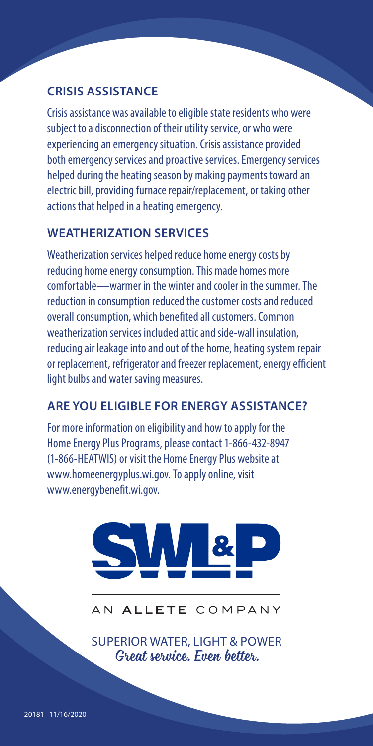## CRISIS ASSISTANCE

Crisis assistance was available to eligible state residents who were subject to a disconnection of their utility service, or who were experiencing an emergency situation. Crisis assistance provided both emergency services and proactive services. Emergency services helped during the heating season by making payments toward an electric bill, providing furnace repair/replacement, or taking other actions that helped in a heating emergency.

## WEATHERIZATION SERVICES

Weatherization services helped reduce home energy costs by reducing home energy consumption. This made homes more comfortable—warmer in the winter and cooler in the summer. The reduction in consumption reduced the customer costs and reduced overall consumption, which benefited all customers. Common weatherization services included attic and side-wall insulation, reducing air leakage into and out of the home, heating system repair or replacement, refrigerator and freezer replacement, energy efficient light bulbs and water saving measures.

## ARE YOU ELIGIBLE FOR ENERGY ASSISTANCE?

For more information on eligibility and how to apply for the Home Energy Plus Programs, please contact 1-866-432-8947 (1-866-HEATWIS) or visit the Home Energy Plus website at www.homeenergyplus.wi.gov. To apply online, visit www.energybenefit.wi.gov.

SWL&P

AN ALLETE COMPANY

SUPERIOR WATER, LIGHT & POWER

*Great service. Even better.*

20181 11/16/2020